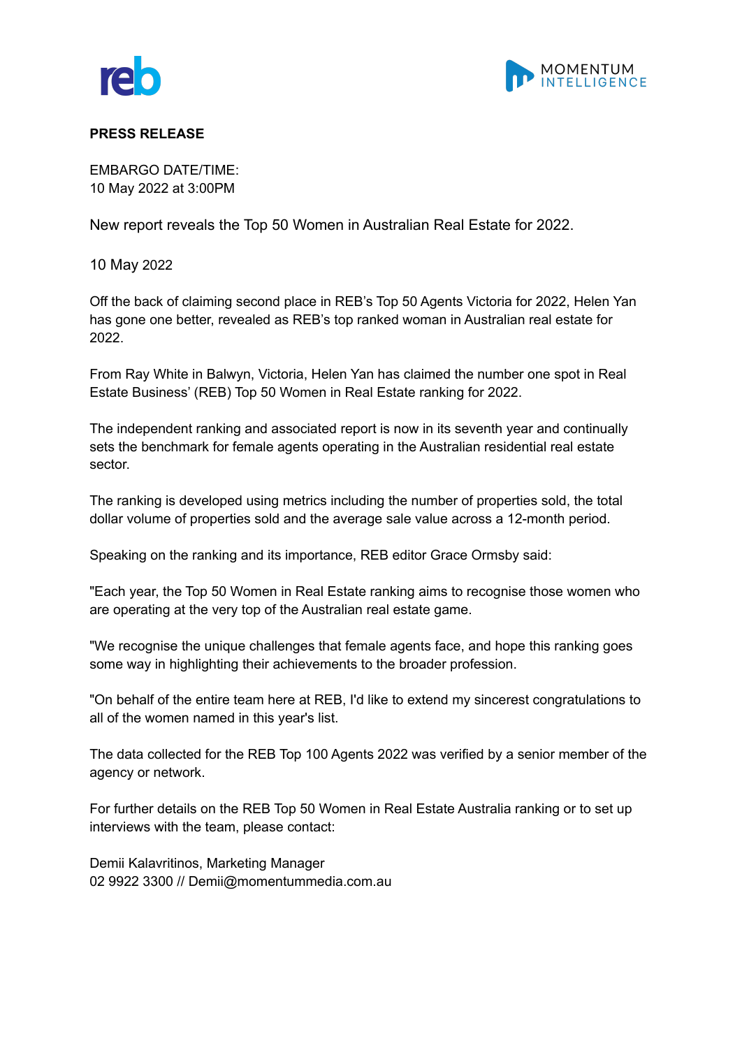**PRESS RELEASE**

EMBARGO DATE/TIME:
10 May 2022 at 3:00PM

New report reveals the Top 50 Women in Australian Real Estate for 2022.

10 May 2022

Off the back of claiming second place in REB's Top 50 Agents Victoria for 2022, Helen Yan has gone one better, revealed as REB's top ranked woman in Australian real estate for 2022.

From Ray White in Balwyn, Victoria, Helen Yan has claimed the number one spot in Real Estate Business' (REB) Top 50 Women in Real Estate ranking for 2022.

The independent ranking and associated report is now in its seventh year and continually sets the benchmark for female agents operating in the Australian residential real estate sector.

The ranking is developed using metrics including the number of properties sold, the total dollar volume of properties sold and the average sale value across a 12-month period.

Speaking on the ranking and its importance, REB editor Grace Ormsby said:

"Each year, the Top 50 Women in Real Estate ranking aims to recognise those women who are operating at the very top of the Australian real estate game.

"We recognise the unique challenges that female agents face, and hope this ranking goes some way in highlighting their achievements to the broader profession.

"On behalf of the entire team here at REB, I'd like to extend my sincerest congratulations to all of the women named in this year's list.

The data collected for the REB Top 100 Agents 2022 was verified by a senior member of the agency or network.

For further details on the REB Top 50 Women in Real Estate Australia ranking or to set up interviews with the team, please contact:

Demii Kalavritinos, Marketing Manager
02 9922 3300 // Demii@momentummedia.com.au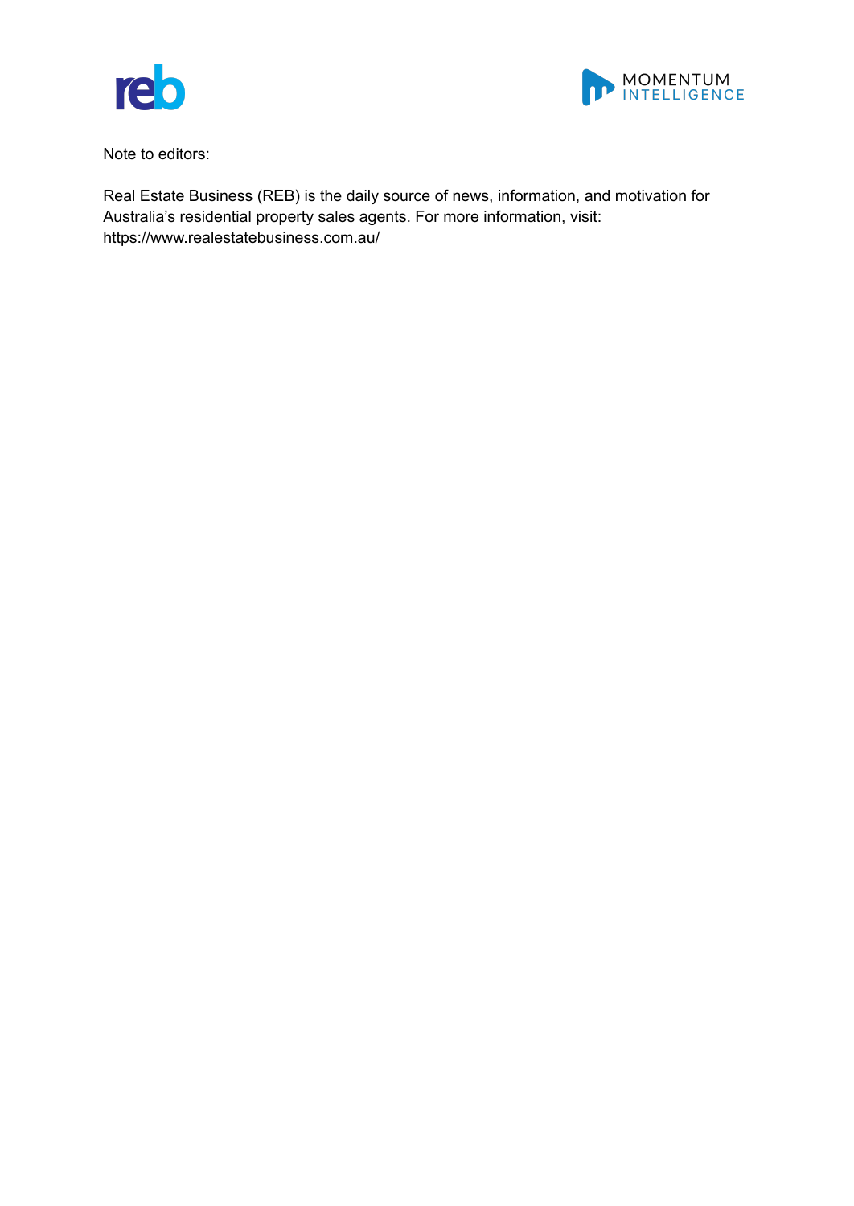Note to editors:

Real Estate Business (REB) is the daily source of news, information, and motivation for Australia's residential property sales agents. For more information, visit: https://www.realestatebusiness.com.au/